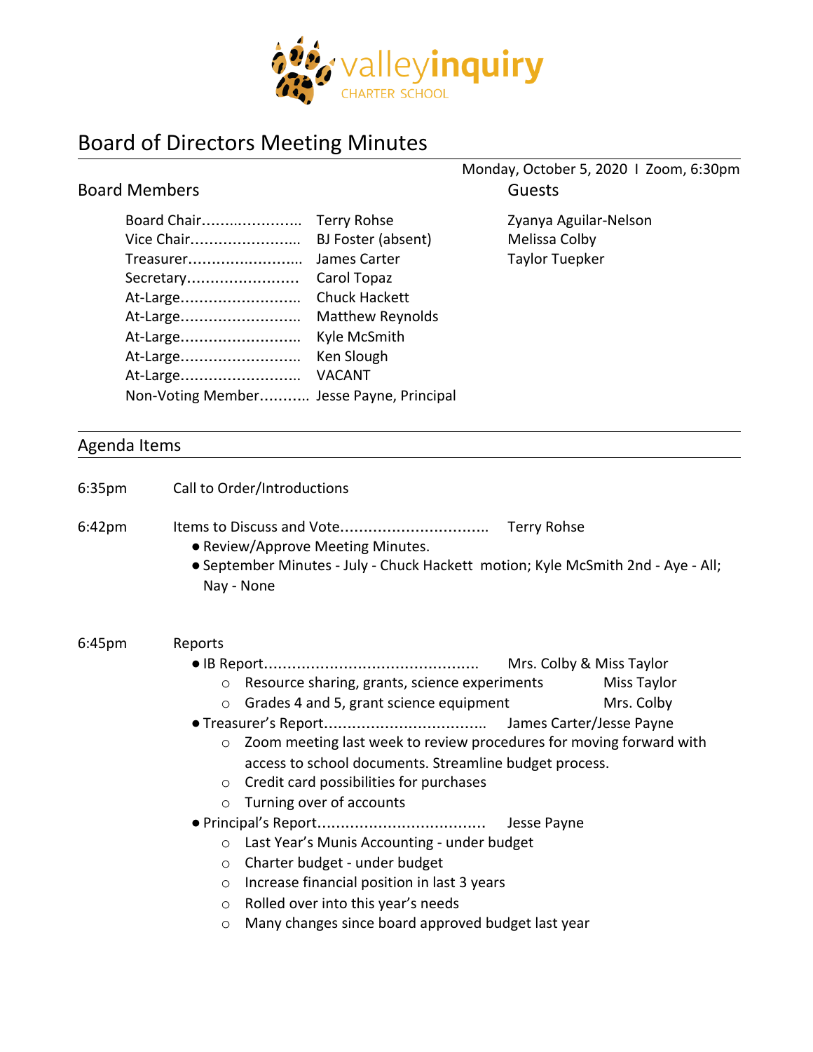valleyinquiry
CHARTER SCHOOL

# Board of Directors Meeting Minutes

Monday, October 5, 2020 I Zoom, 6:30pm

## Board Members

| | |
|---|---|
| Board Chair | Terry Rohse |
| Vice Chair | BJ Foster (absent) |
| Treasurer | James Carter |
| Secretary | Carol Topaz |
| At-Large | Chuck Hackett |
| At-Large | Matthew Reynolds |
| At-Large | Kyle McSmith |
| At-Large | Ken Slough |
| At-Large | VACANT |
| Non-Voting Member | Jesse Payne, Principal |

## Guests

Zyanya Aguilar-Nelson
Melissa Colby
Taylor Tuepker

## Agenda Items

6:35pm Call to Order/Introductions

6:42pm Items to Discuss and Vote.............................. Terry Rohse

- Review/Approve Meeting Minutes.
- September Minutes - July - Chuck Hackett motion; Kyle McSmith 2nd - Aye - All; Nay - None

6:45pm Reports

- IB Report............................................. Mrs. Colby & Miss Taylor
  - Resource sharing, grants, science experiments — Miss Taylor
  - Grades 4 and 5, grant science equipment — Mrs. Colby
- Treasurer's Report.................................. James Carter/Jesse Payne
  - Zoom meeting last week to review procedures for moving forward with access to school documents. Streamline budget process.
  - Credit card possibilities for purchases
  - Turning over of accounts
- Principal's Report.................................. Jesse Payne
  - Last Year's Munis Accounting - under budget
  - Charter budget - under budget
  - Increase financial position in last 3 years
  - Rolled over into this year's needs
  - Many changes since board approved budget last year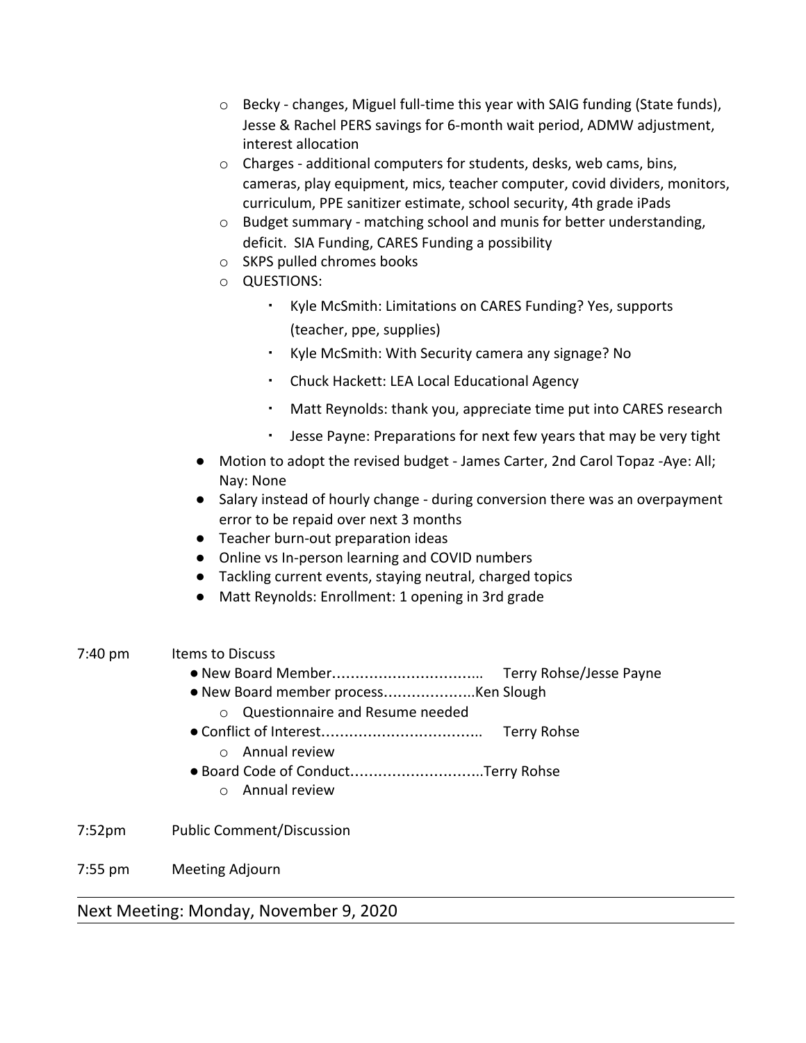- Becky - changes, Miguel full-time this year with SAIG funding (State funds), Jesse & Rachel PERS savings for 6-month wait period, ADMW adjustment, interest allocation
- Charges - additional computers for students, desks, web cams, bins, cameras, play equipment, mics, teacher computer, covid dividers, monitors, curriculum, PPE sanitizer estimate, school security, 4th grade iPads
- Budget summary - matching school and munis for better understanding, deficit. SIA Funding, CARES Funding a possibility
- SKPS pulled chromes books
- QUESTIONS:
  - Kyle McSmith: Limitations on CARES Funding? Yes, supports (teacher, ppe, supplies)
  - Kyle McSmith: With Security camera any signage? No
  - Chuck Hackett: LEA Local Educational Agency
  - Matt Reynolds: thank you, appreciate time put into CARES research
  - Jesse Payne: Preparations for next few years that may be very tight

- Motion to adopt the revised budget - James Carter, 2nd Carol Topaz -Aye: All; Nay: None
- Salary instead of hourly change - during conversion there was an overpayment error to be repaid over next 3 months
- Teacher burn-out preparation ideas
- Online vs In-person learning and COVID numbers
- Tackling current events, staying neutral, charged topics
- Matt Reynolds: Enrollment: 1 opening in 3rd grade

7:40 pm Items to Discuss

- New Board Member…………………………….. Terry Rohse/Jesse Payne
- New Board member process………………..Ken Slough
  - Questionnaire and Resume needed
- Conflict of Interest…………………………….. Terry Rohse
  - Annual review
- Board Code of Conduct………………………..Terry Rohse
  - Annual review

7:52pm Public Comment/Discussion

7:55 pm Meeting Adjourn

## Next Meeting: Monday, November 9, 2020